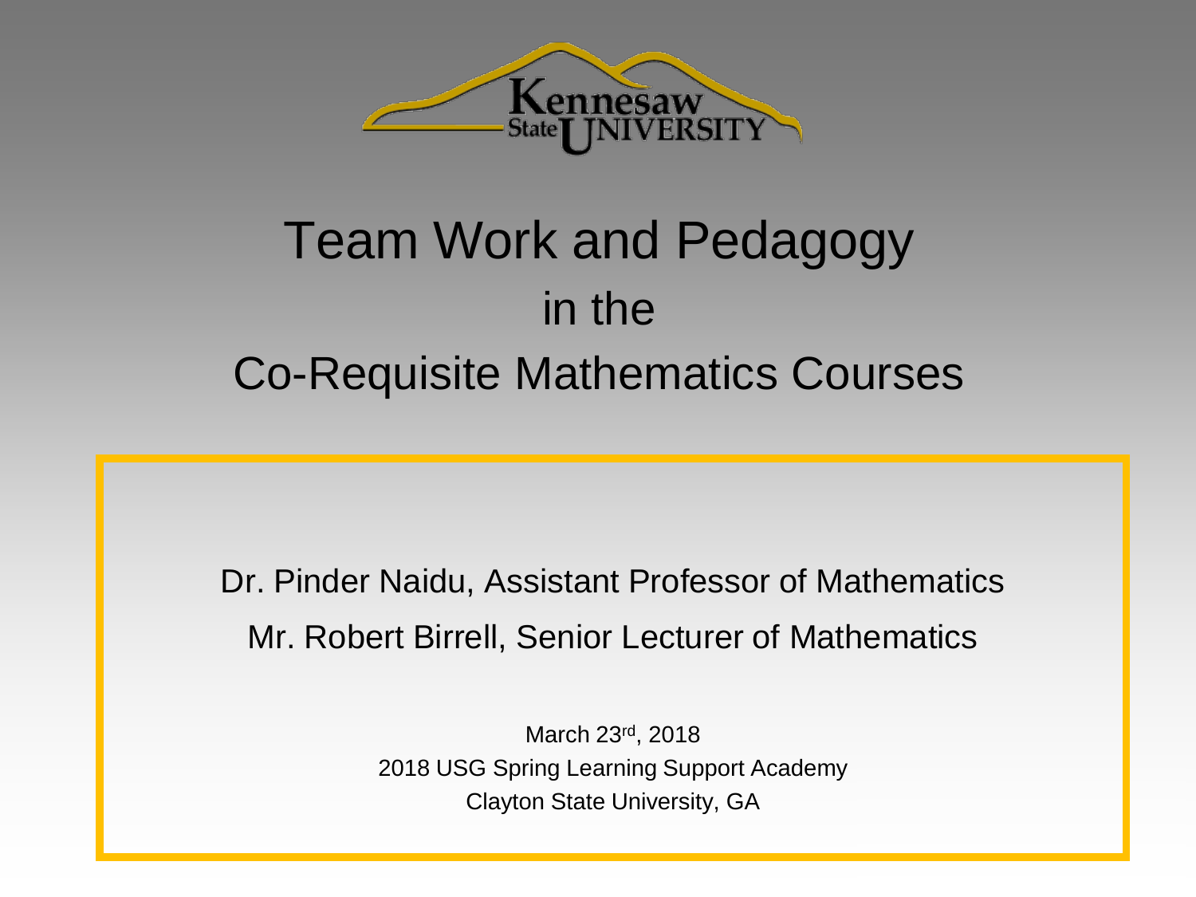Kennesaw State UNIVERSITY

# Team Work and Pedagogy in the Co-Requisite Mathematics Courses

Dr. Pinder Naidu, Assistant Professor of Mathematics

Mr. Robert Birrell, Senior Lecturer of Mathematics

March 23rd, 2018

2018 USG Spring Learning Support Academy

Clayton State University, GA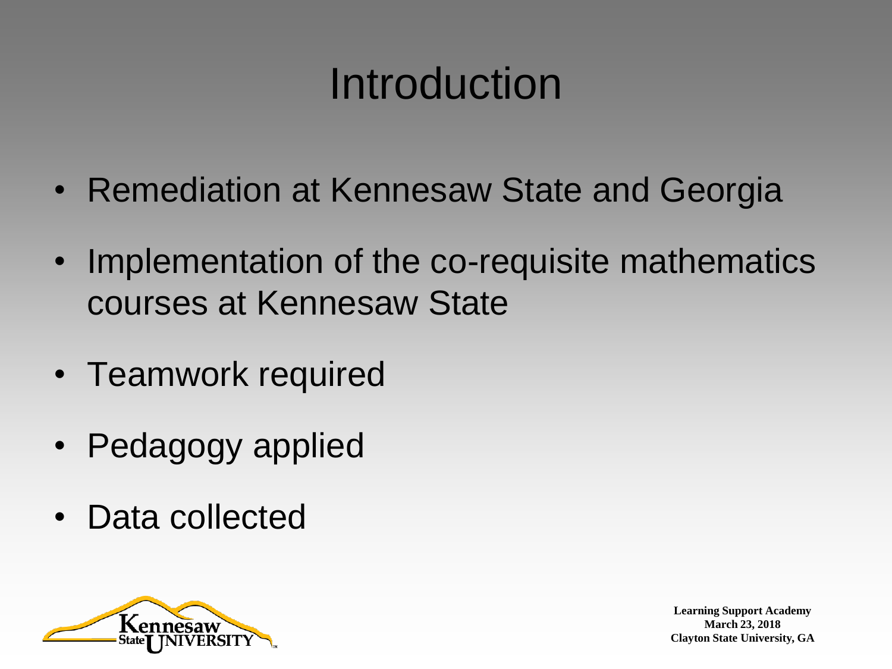# Introduction

- Remediation at Kennesaw State and Georgia
- Implementation of the co-requisite mathematics courses at Kennesaw State
- Teamwork required
- Pedagogy applied
- Data collected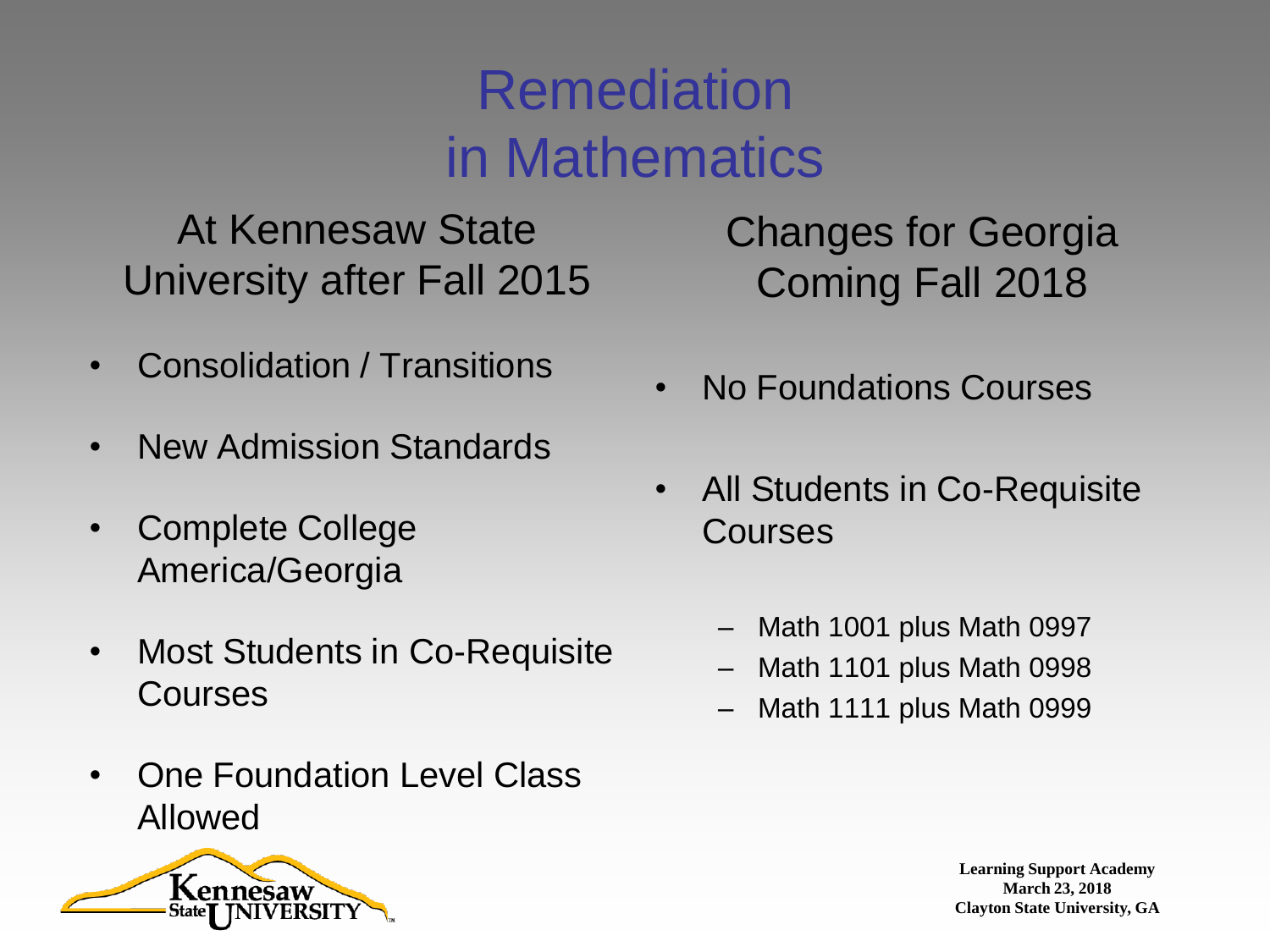# Remediation in Mathematics

## At Kennesaw State University after Fall 2015

- Consolidation / Transitions
- New Admission Standards
- Complete College America/Georgia
- Most Students in Co-Requisite Courses
- One Foundation Level Class Allowed

## Changes for Georgia Coming Fall 2018

- No Foundations Courses
- All Students in Co-Requisite Courses
  - Math 1001 plus Math 0997
  - Math 1101 plus Math 0998
  - Math 1111 plus Math 0999

**Learning Support Academy**
**March 23, 2018**
**Clayton State University, GA**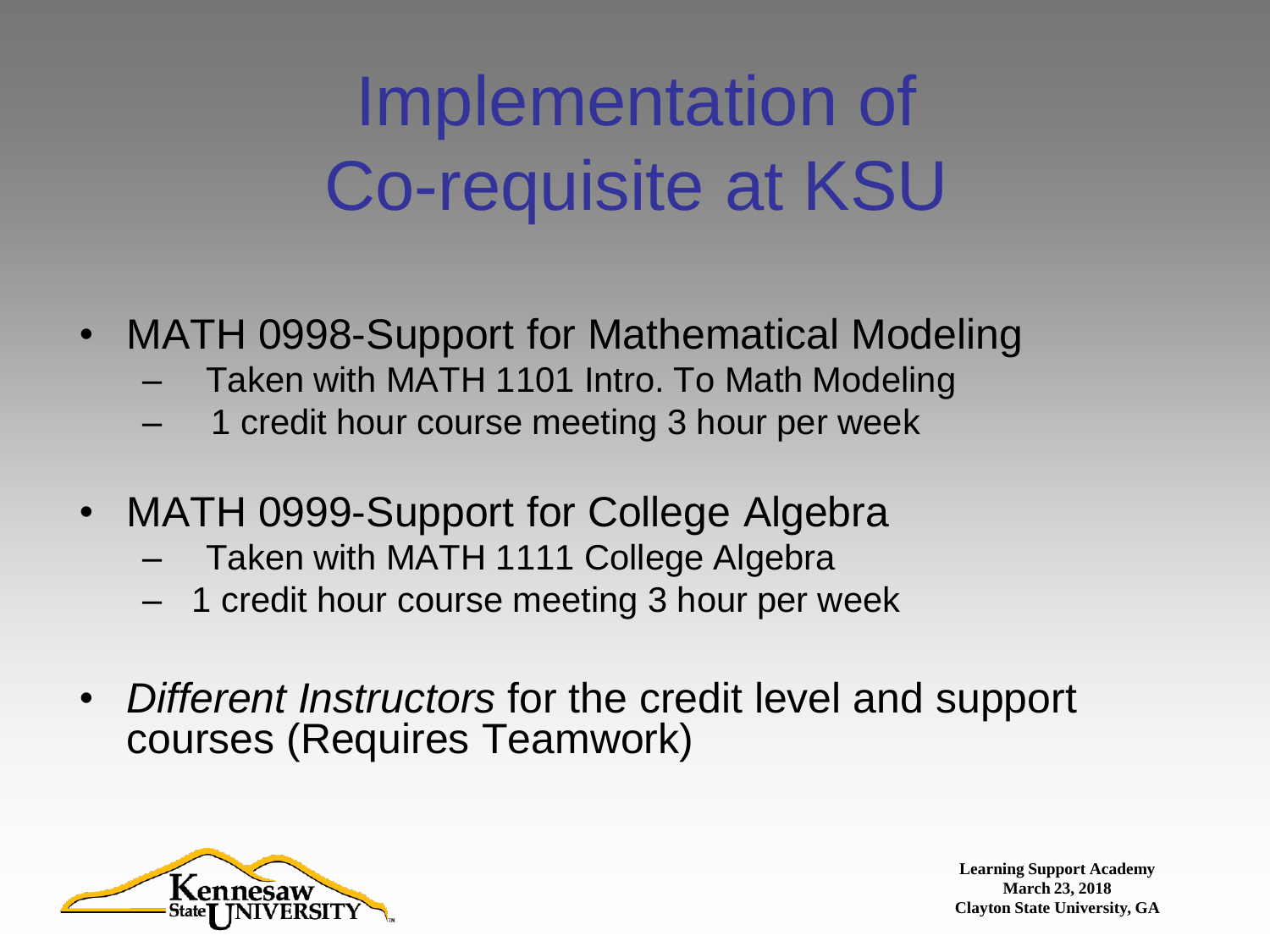# Implementation of Co-requisite at KSU

- MATH 0998-Support for Mathematical Modeling
  - Taken with MATH 1101 Intro. To Math Modeling
  - 1 credit hour course meeting 3 hour per week
- MATH 0999-Support for College Algebra
  - Taken with MATH 1111 College Algebra
  - 1 credit hour course meeting 3 hour per week
- *Different Instructors* for the credit level and support courses (Requires Teamwork)

Learning Support Academy
March 23, 2018
Clayton State University, GA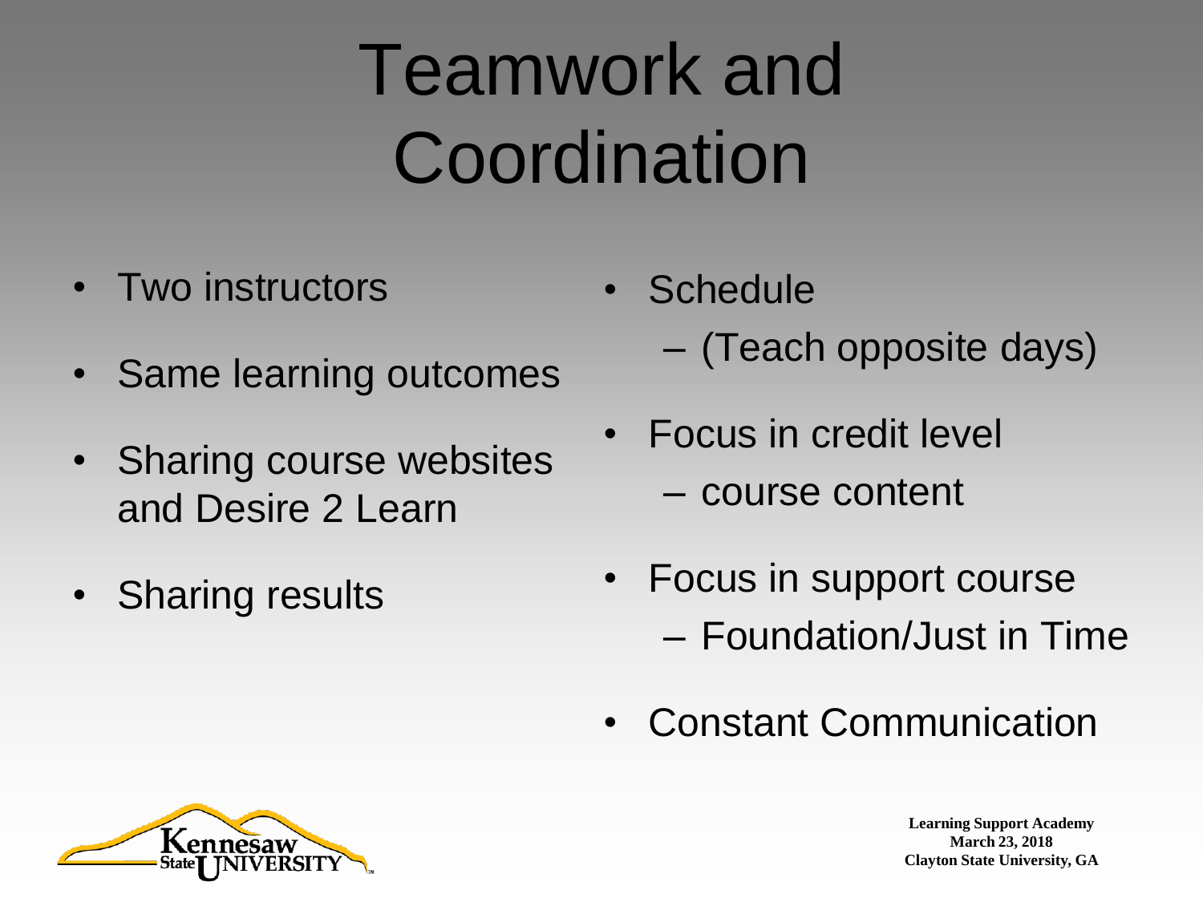# Teamwork and Coordination

- Two instructors
- Same learning outcomes
- Sharing course websites and Desire 2 Learn
- Sharing results
- Schedule
  - (Teach opposite days)
- Focus in credit level
  - course content
- Focus in support course
  - Foundation/Just in Time
- Constant Communication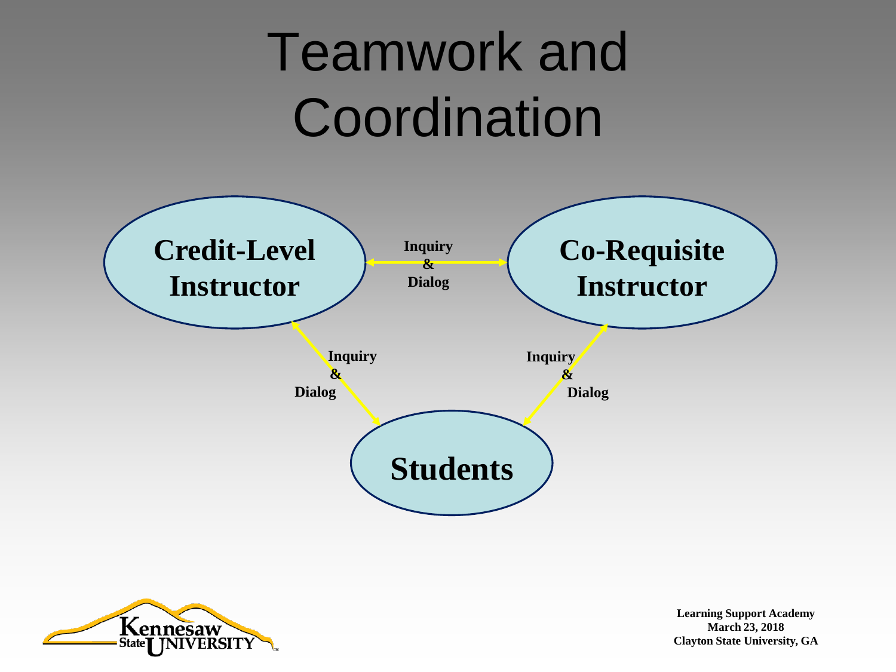# Teamwork and Coordination

**Credit-Level Instructor**

**Co-Requisite Instructor**

**Students**

**Inquiry & Dialog**

**Inquiry & Dialog**

**Inquiry & Dialog**

Kennesaw State University

**Learning Support Academy**
**March 23, 2018**
**Clayton State University, GA**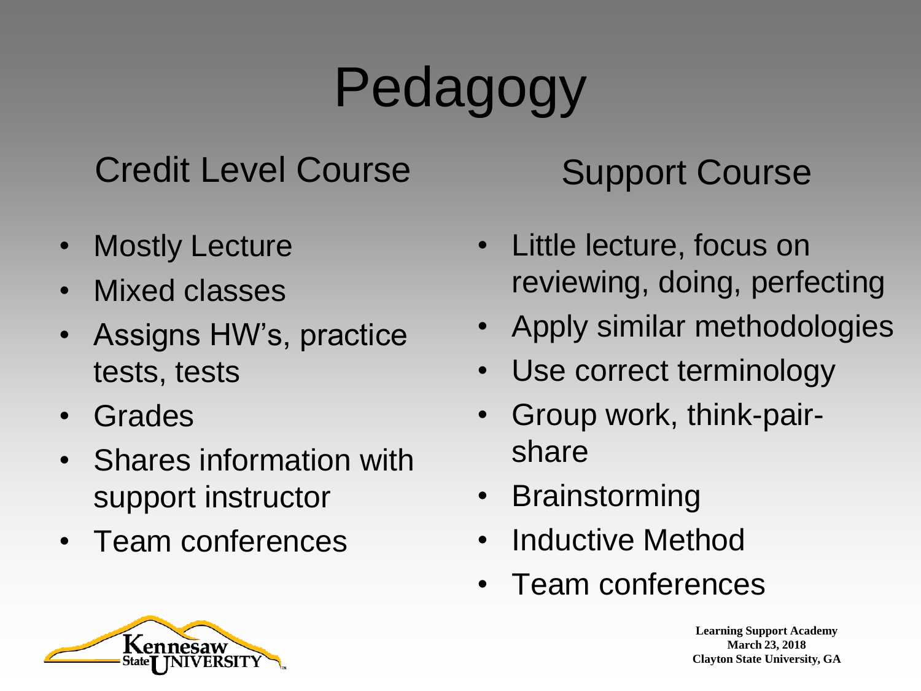# Pedagogy

## Credit Level Course

- Mostly Lecture
- Mixed classes
- Assigns HW's, practice tests, tests
- Grades
- Shares information with support instructor
- Team conferences

## Support Course

- Little lecture, focus on reviewing, doing, perfecting
- Apply similar methodologies
- Use correct terminology
- Group work, think-pair-share
- Brainstorming
- Inductive Method
- Team conferences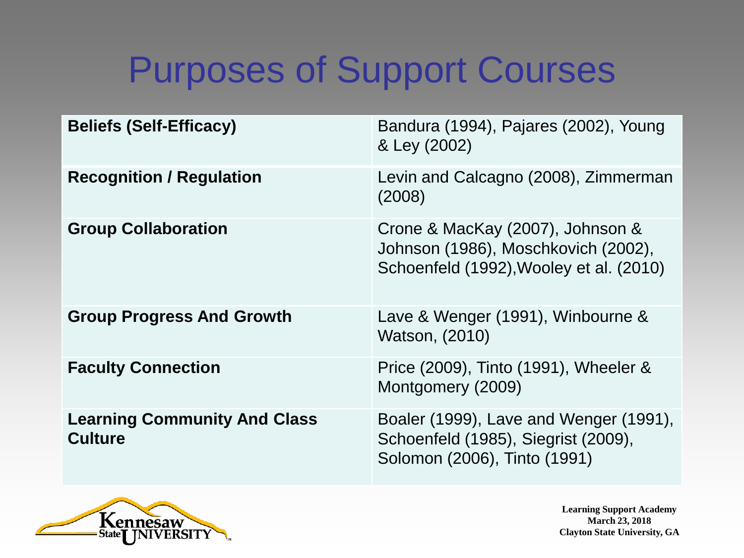# Purposes of Support Courses

| | |
|---|---|
| **Beliefs (Self-Efficacy)** | Bandura (1994), Pajares (2002), Young & Ley (2002) |
| **Recognition / Regulation** | Levin and Calcagno (2008), Zimmerman (2008) |
| **Group Collaboration** | Crone & MacKay (2007), Johnson & Johnson (1986), Moschkovich (2002), Schoenfeld (1992),Wooley et al. (2010) |
| **Group Progress And Growth** | Lave & Wenger (1991), Winbourne & Watson, (2010) |
| **Faculty Connection** | Price (2009), Tinto (1991), Wheeler & Montgomery (2009) |
| **Learning Community And Class Culture** | Boaler (1999), Lave and Wenger (1991), Schoenfeld (1985), Siegrist (2009), Solomon (2006), Tinto (1991) |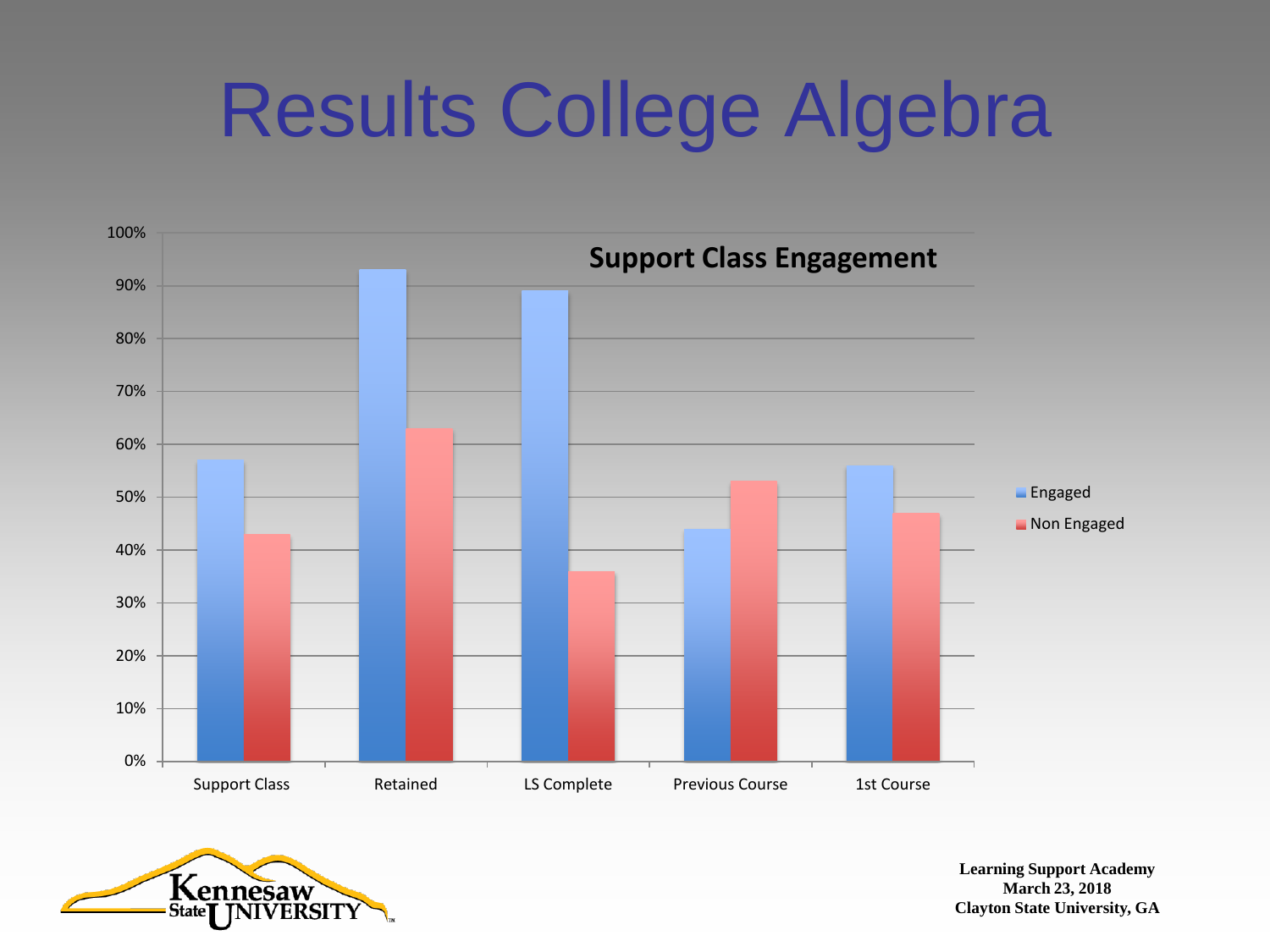# Results College Algebra

**Support Class Engagement**

| | Engaged | Non Engaged |
|---|---|---|
| Support Class | 57% | 43% |
| Retained | 93% | 63% |
| LS Complete | 89% | 36% |
| Previous Course | 44% | 53% |
| 1st Course | 56% | 47% |

Kennesaw State UNIVERSITY

**Learning Support Academy**
**March 23, 2018**
**Clayton State University, GA**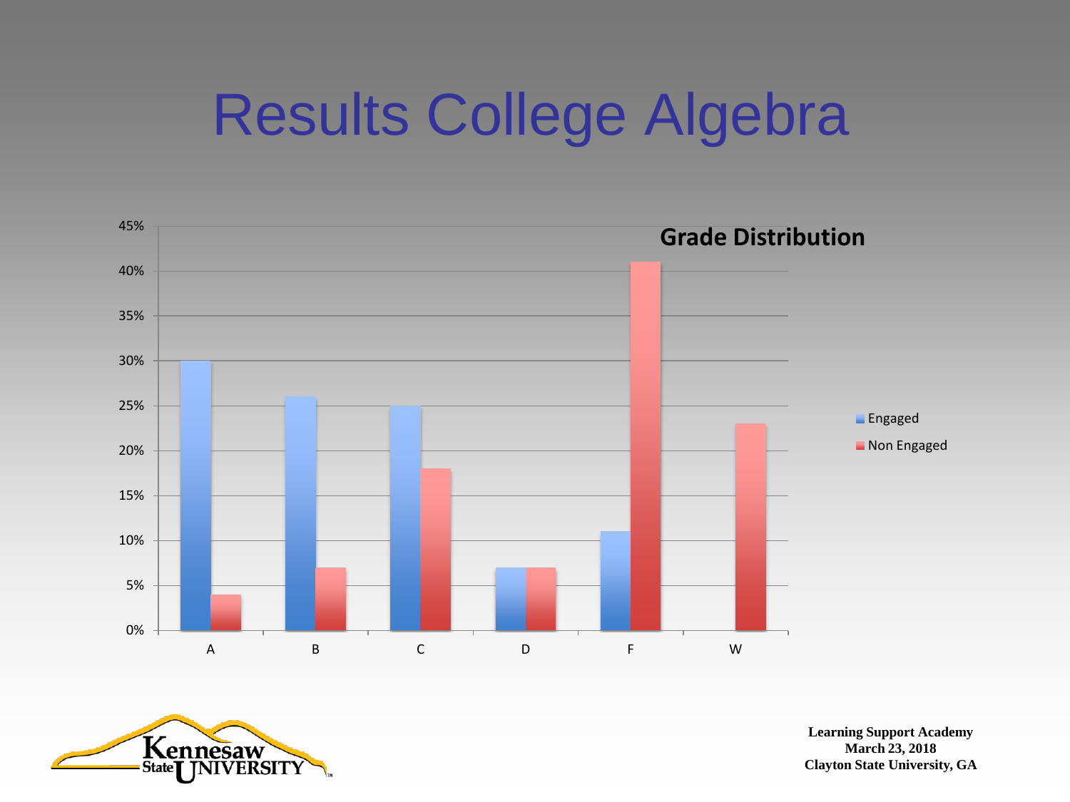# Results College Algebra

**Grade Distribution**

| Grade | Engaged | Non Engaged |
|---|---|---|
| A | 30% | 4% |
| B | 26% | 7% |
| C | 25% | 18% |
| D | 7% | 7% |
| F | 11% | 41% |
| W | | 23% |

Learning Support Academy
March 23, 2018
Clayton State University, GA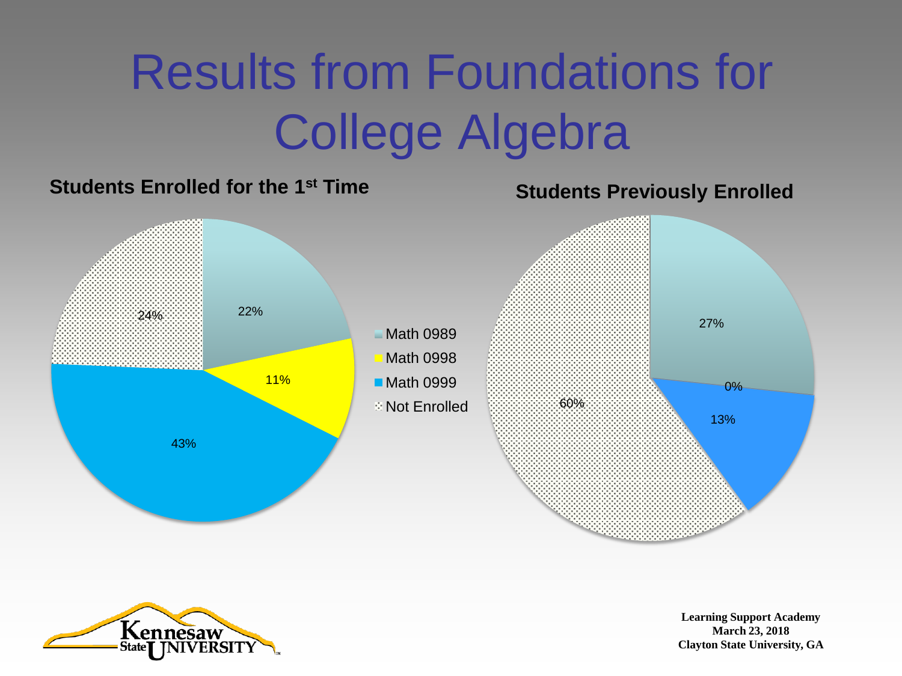# Results from Foundations for College Algebra

**Students Enrolled for the 1st Time**

| Course | Percent |
| --- | --- |
| Math 0989 | 22% |
| Math 0998 | 11% |
| Math 0999 | 43% |
| Not Enrolled | 24% |

**Students Previously Enrolled**

| Course | Percent |
| --- | --- |
| Math 0989 | 27% |
| Math 0998 | 0% |
| Math 0999 | 13% |
| Not Enrolled | 60% |

Kennesaw State University

**Learning Support Academy**
**March 23, 2018**
**Clayton State University, GA**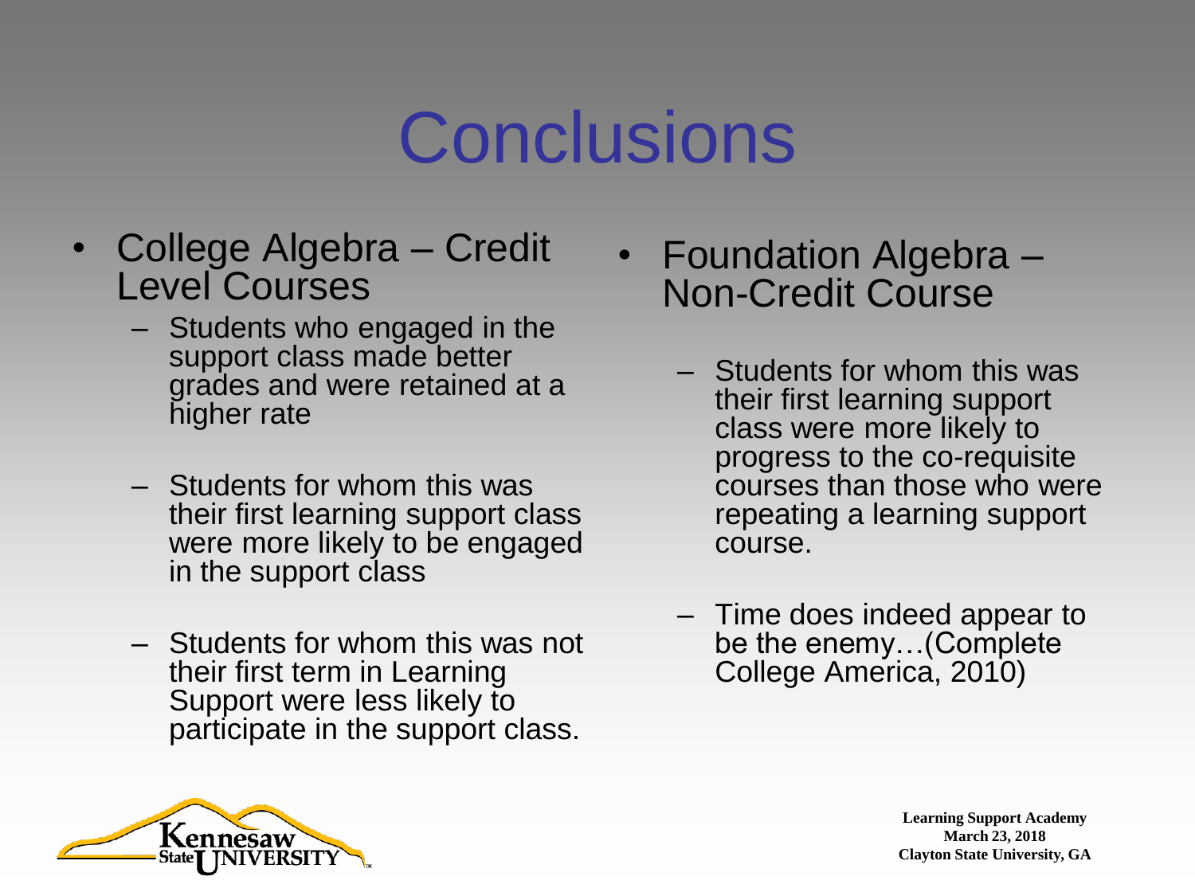# Conclusions

- College Algebra – Credit Level Courses
  - Students who engaged in the support class made better grades and were retained at a higher rate
  - Students for whom this was their first learning support class were more likely to be engaged in the support class
  - Students for whom this was not their first term in Learning Support were less likely to participate in the support class.

- Foundation Algebra – Non-Credit Course
  - Students for whom this was their first learning support class were more likely to progress to the co-requisite courses than those who were repeating a learning support course.
  - Time does indeed appear to be the enemy…(Complete College America, 2010)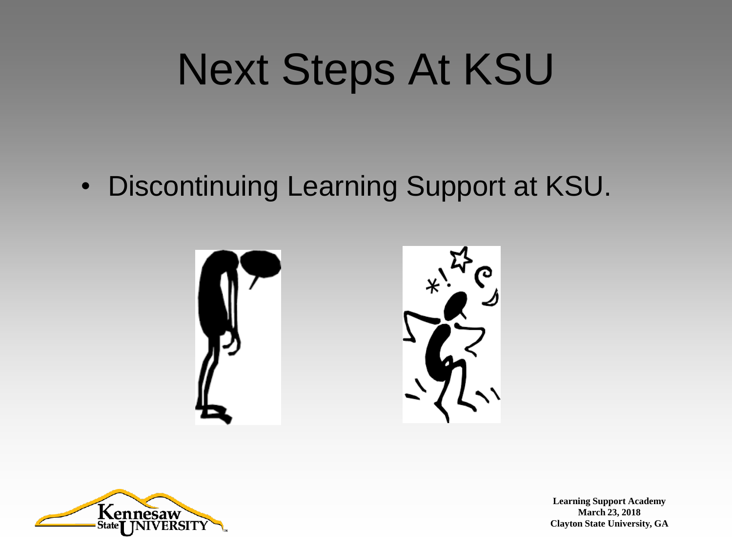# Next Steps At KSU

- Discontinuing Learning Support at KSU.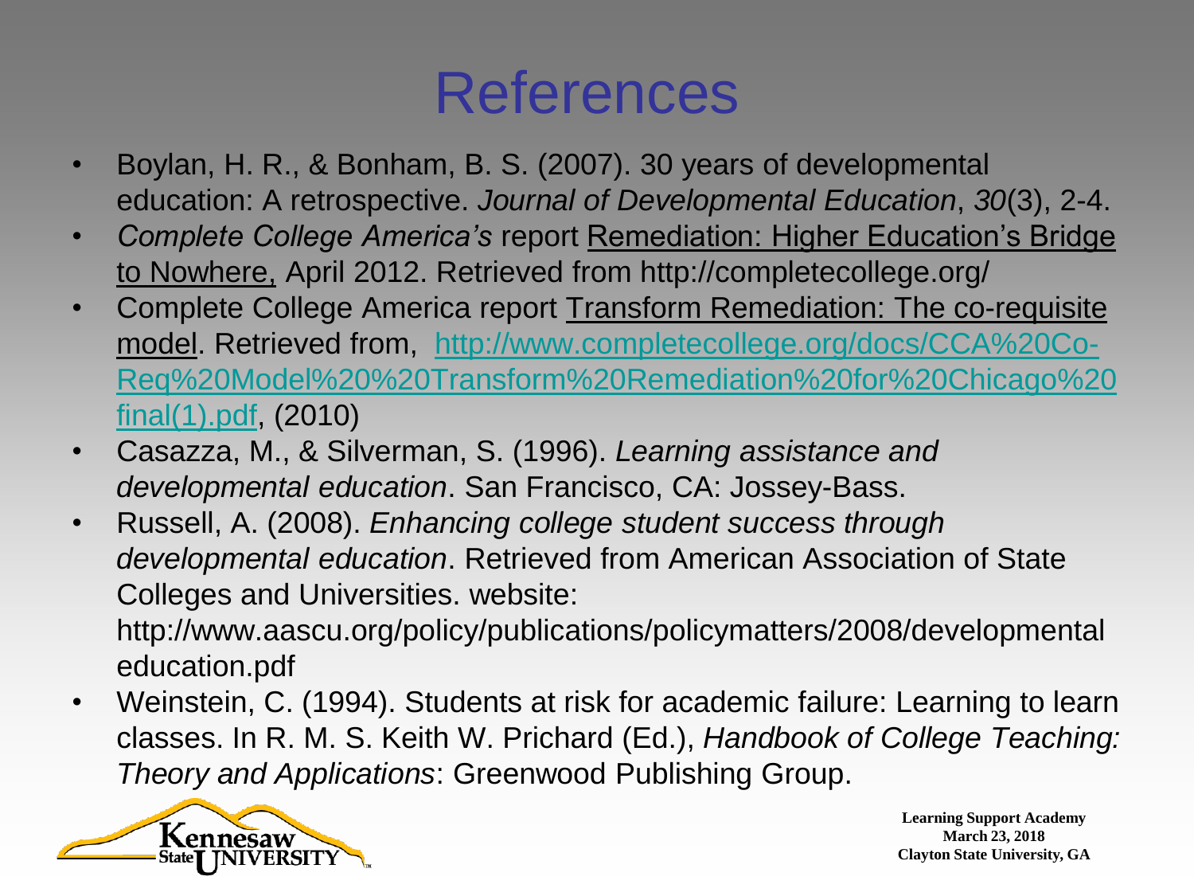# References

- Boylan, H. R., & Bonham, B. S. (2007). 30 years of developmental education: A retrospective. *Journal of Developmental Education*, *30*(3), 2-4.
- *Complete College America's* report Remediation: Higher Education's Bridge to Nowhere, April 2012. Retrieved from http://completecollege.org/
- Complete College America report Transform Remediation: The co-requisite model. Retrieved from, http://www.completecollege.org/docs/CCA%20Co-Req%20Model%20%20Transform%20Remediation%20for%20Chicago%20final(1).pdf, (2010)
- Casazza, M., & Silverman, S. (1996). *Learning assistance and developmental education*. San Francisco, CA: Jossey-Bass.
- Russell, A. (2008). *Enhancing college student success through developmental education*. Retrieved from American Association of State Colleges and Universities. website: http://www.aascu.org/policy/publications/policymatters/2008/developmentaleducation.pdf
- Weinstein, C. (1994). Students at risk for academic failure: Learning to learn classes. In R. M. S. Keith W. Prichard (Ed.), *Handbook of College Teaching: Theory and Applications*: Greenwood Publishing Group.

Kennesaw State University

**Learning Support Academy**
**March 23, 2018**
**Clayton State University, GA**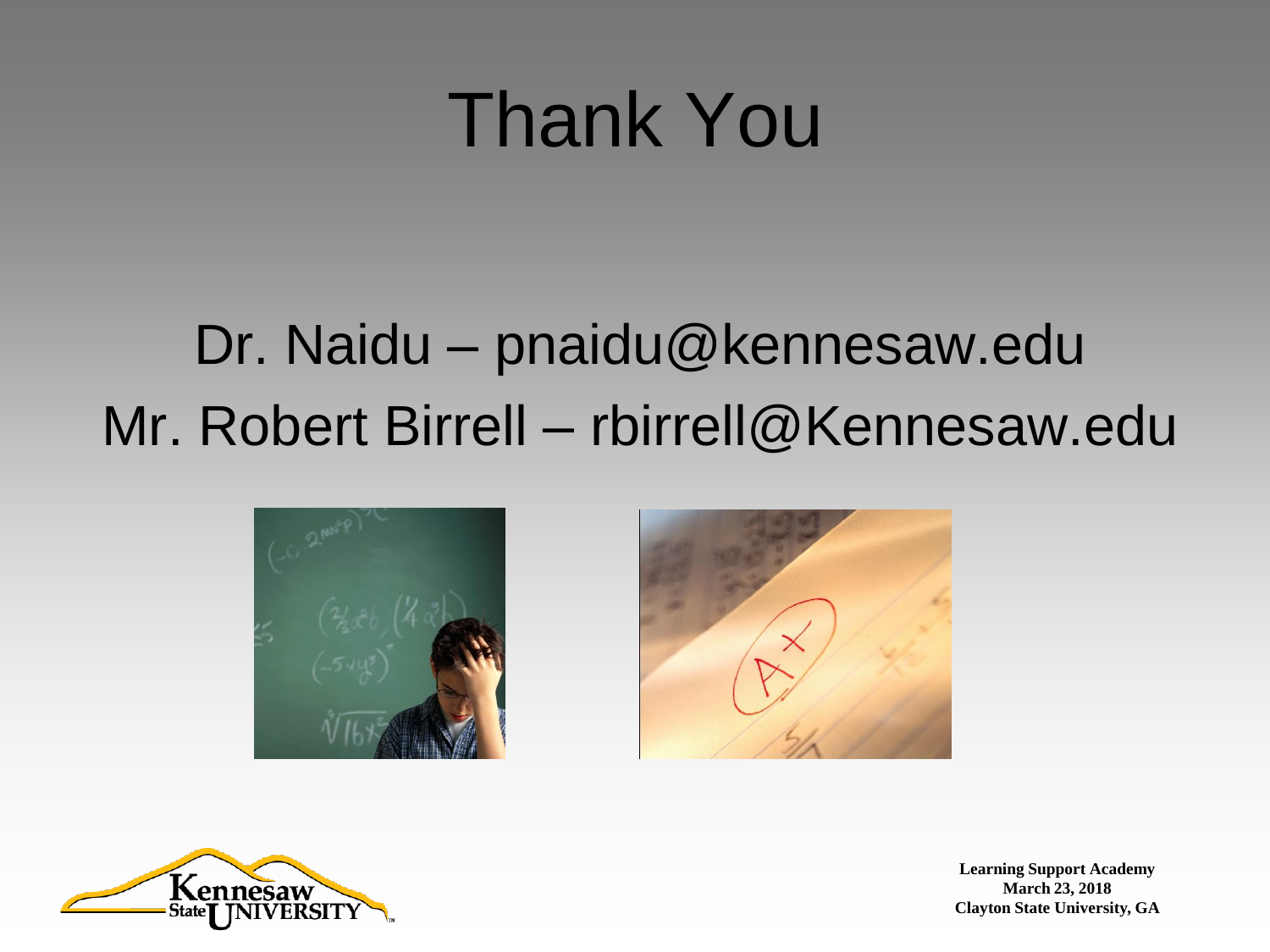# Thank You

Dr. Naidu – pnaidu@kennesaw.edu

Mr. Robert Birrell – rbirrell@Kennesaw.edu

**Learning Support Academy**
**March 23, 2018**
**Clayton State University, GA**